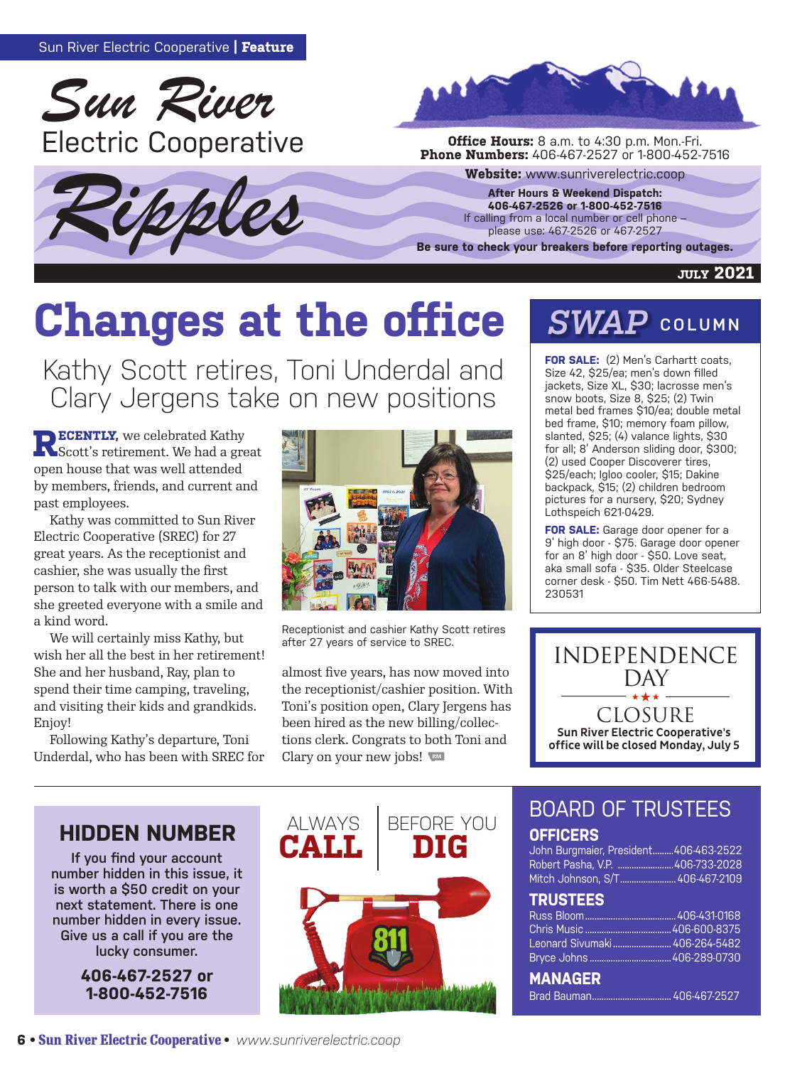# Sun River Electric Cooperative Ripples

**Office Hours:** 8 a.m. to 4:30 p.m. Mon.-Fri.
**Phone Numbers:** 406-467-2527 or 1-800-452-7516

**Website:** www.sunriverelectric.coop

**After Hours & Weekend Dispatch:**
**406-467-2526 or 1-800-452-7516**
If calling from a local number or cell phone – please use: 467-2526 or 467-2527

**Be sure to check your breakers before reporting outages.**

JULY 2021

# Changes at the office

## Kathy Scott retires, Toni Underdal and Clary Jergens take on new positions

**RECENTLY,** we celebrated Kathy Scott's retirement. We had a great open house that was well attended by members, friends, and current and past employees.

Kathy was committed to Sun River Electric Cooperative (SREC) for 27 great years. As the receptionist and cashier, she was usually the first person to talk with our members, and she greeted everyone with a smile and a kind word.

We will certainly miss Kathy, but wish her all the best in her retirement! She and her husband, Ray, plan to spend their time camping, traveling, and visiting their kids and grandkids. Enjoy!

Following Kathy's departure, Toni Underdal, who has been with SREC for almost five years, has now moved into the receptionist/cashier position. With Toni's position open, Clary Jergens has been hired as the new billing/collections clerk. Congrats to both Toni and Clary on your new jobs!

Receptionist and cashier Kathy Scott retires after 27 years of service to SREC.

## SWAP COLUMN

**FOR SALE:** (2) Men's Carhartt coats, Size 42, $25/ea; men's down filled jackets, Size XL, $30; lacrosse men's snow boots, Size 8, $25; (2) Twin metal bed frames $10/ea; double metal bed frame, $10; memory foam pillow, slanted, $25; (4) valance lights, $30 for all; 8' Anderson sliding door, $300; (2) used Cooper Discoverer tires, $25/each; Igloo cooler, $15; Dakine backpack, $15; (2) children bedroom pictures for a nursery, $20; Sydney Lothspeich 621-0429.

**FOR SALE:** Garage door opener for a 9' high door - $75. Garage door opener for an 8' high door - $50. Love seat, aka small sofa - $35. Older Steelcase corner desk - $50. Tim Nett 466-5488. 230531

## INDEPENDENCE DAY CLOSURE

**Sun River Electric Cooperative's office will be closed Monday, July 5**

## HIDDEN NUMBER

If you find your account number hidden in this issue, it is worth a $50 credit on your next statement. There is one number hidden in every issue. Give us a call if you are the lucky consumer.

**406-467-2527 or 1-800-452-7516**

ALWAYS **CALL** BEFORE YOU **DIG**

811

## BOARD OF TRUSTEES

### OFFICERS

John Burgmaier, President ........ 406-463-2522
Robert Pasha, V.P. ........ 406-733-2028
Mitch Johnson, S/T ........ 406-467-2109

### TRUSTEES

Russ Bloom ........ 406-431-0168
Chris Music ........ 406-600-8375
Leonard Sivumaki ........ 406-264-5482
Bryce Johns ........ 406-289-0730

### MANAGER

Brad Bauman ........ 406-467-2527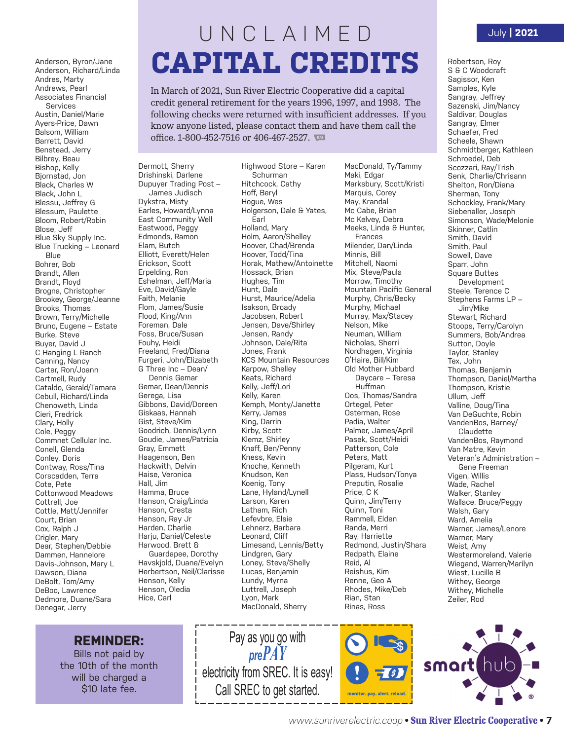# UNCLAIMED CAPITAL CREDITS

In March of 2021, Sun River Electric Cooperative did a capital credit general retirement for the years 1996, 1997, and 1998. The following checks were returned with insufficient addresses. If you know anyone listed, please contact them and have them call the office. 1-800-452-7516 or 406-467-2527.

Anderson, Byron/Jane
Anderson, Richard/Linda
Andres, Marty
Andrews, Pearl
Associates Financial Services
Austin, Daniel/Marie
Ayers-Price, Dawn
Balsom, William
Barrett, David
Benstead, Jerry
Bilbrey, Beau
Bishop, Kelly
Bjornstad, Jon
Black, Charles W
Black, John L
Blessu, Jeffrey G
Blessum, Paulette
Bloom, Robert/Robin
Blose, Jeff
Blue Sky Supply Inc.
Blue Trucking – Leonard Blue
Bohrer, Bob
Brandt, Allen
Brandt, Floyd
Brogna, Christopher
Brookey, George/Jeanne
Brooks, Thomas
Brown, Terry/Michelle
Bruno, Eugene – Estate
Burke, Steve
Buyer, David J
C Hanging L Ranch
Canning, Nancy
Carter, Ron/Joann
Cartmell, Rudy
Cataldo, Gerald/Tamara
Cebull, Richard/Linda
Chenoweth, Linda
Cieri, Fredrick
Clary, Holly
Cole, Peggy
Commnet Cellular Inc.
Conell, Glenda
Conley, Doris
Contway, Ross/Tina
Corscadden, Terra
Cote, Pete
Cottonwood Meadows
Cottrell, Joe
Cottle, Matt/Jennifer
Court, Brian
Cox, Ralph J
Crigler, Mary
Dear, Stephen/Debbie
Dammen, Hannelore
Davis-Johnson, Mary L
Dawson, Diana
DeBolt, Tom/Amy
DeBoo, Lawrence
Dedmore, Duane/Sara
Denegar, Jerry
Dermott, Sherry
Drishinski, Darlene
Dupuyer Trading Post – James Judisch
Dykstra, Misty
Earles, Howard/Lynna
East Community Well
Eastwood, Peggy
Edmonds, Ramon
Elam, Butch
Elliott, Everett/Helen
Erickson, Scott
Erpelding, Ron
Eshelman, Jeff/Maria
Eve, David/Gayle
Faith, Melanie
Flom, James/Susie
Flood, King/Ann
Foreman, Dale
Foss, Bruce/Susan
Fouhy, Heidi
Freeland, Fred/Diana
Furgeri, John/Elizabeth
G Three Inc – Dean/Dennis Gemar
Gemar, Dean/Dennis
Gerega, Lisa
Gibbons, David/Doreen
Giskaas, Hannah
Gist, Steve/Kim
Goodrich, Dennis/Lynn
Goudie, James/Patricia
Gray, Emmett
Haagenson, Ben
Hackwith, Delvin
Haise, Veronica
Hall, Jim
Hamma, Bruce
Hanson, Craig/Linda
Hanson, Cresta
Hanson, Ray Jr
Harden, Charlie
Harju, Daniel/Celeste
Harwood, Brett & Guardapee, Dorothy
Havskjold, Duane/Evelyn
Herbertson, Neil/Clarisse
Henson, Kelly
Henson, Oledia
Hice, Carl
Highwood Store – Karen Schurman
Hitchcock, Cathy
Hoff, Beryl
Hogue, Wes
Holgerson, Dale & Yates, Earl
Holland, Mary
Holm, Aaron/Shelley
Hoover, Chad/Brenda
Hoover, Todd/Tina
Horak, Mathew/Antoinette
Hossack, Brian
Hughes, Tim
Hunt, Dale
Hurst, Maurice/Adelia
Isakson, Broady
Jacobsen, Robert
Jensen, Dave/Shirley
Jensen, Randy
Johnson, Dale/Rita
Jones, Frank
KCS Mountain Resources
Karpow, Shelley
Keats, Richard
Kelly, Jeff/Lori
Kelly, Karen
Kemph, Monty/Janette
Kerry, James
King, Darrin
Kirby, Scott
Klemz, Shirley
Knaff, Ben/Penny
Kness, Kevin
Knoche, Kenneth
Knudson, Ken
Koenig, Tony
Lane, Hyland/Lynell
Larson, Karen
Latham, Rich
Lefevbre, Elsie
Lehnerz, Barbara
Leonard, Cliff
Limesand, Lennis/Betty
Lindgren, Gary
Loney, Steve/Shelly
Lucas, Benjamin
Lundy, Myrna
Luttrell, Joseph
Lyon, Mark
MacDonald, Sherry
MacDonald, Ty/Tammy
Maki, Edgar
Marksbury, Scott/Kristi
Marquis, Corey
May, Krandal
Mc Cabe, Brian
Mc Kelvey, Debra
Meeks, Linda & Hunter, Frances
Milender, Dan/Linda
Minnis, Bill
Mitchell, Naomi
Mix, Steve/Paula
Morrow, Timothy
Mountain Pacific General
Murphy, Chris/Becky
Murphy, Michael
Murray, Max/Stacey
Nelson, Mike
Neuman, William
Nicholas, Sherri
Nordhagen, Virginia
O'Haire, Bill/Kim
Old Mother Hubbard Daycare – Teresa Huffman
Oos, Thomas/Sandra
Ortegel, Peter
Osterman, Rose
Padia, Walter
Palmer, James/April
Pasek, Scott/Heidi
Patterson, Cole
Peters, Matt
Pilgeram, Kurt
Plass, Hudson/Tonya
Preputin, Rosalie
Price, C K
Quinn, Jim/Terry
Quinn, Toni
Rammell, Elden
Randa, Merri
Ray, Harriette
Redmond, Justin/Shara
Redpath, Elaine
Reid, Al
Reishus, Kim
Renne, Geo A
Rhodes, Mike/Deb
Rian, Stan
Rinas, Ross
Robertson, Roy
S & C Woodcraft
Sagissor, Ken
Samples, Kyle
Sangray, Jeffrey
Sazenski, Jim/Nancy
Saldivar, Douglas
Sangray, Elmer
Schaefer, Fred
Scheele, Shawn
Schmidtberger, Kathleen
Schroedel, Deb
Scozzari, Ray/Trish
Senk, Charlie/Chrisann
Shelton, Ron/Diana
Sherman, Tony
Schockley, Frank/Mary
Siebenaller, Joseph
Simonson, Wade/Melonie
Skinner, Catlin
Smith, David
Smith, Paul
Sowell, Dave
Sparr, John
Square Buttes Development
Steele, Terence C
Stephens Farms LP – Jim/Mike
Stewart, Richard
Stoops, Terry/Carolyn
Summers, Bob/Andrea
Sutton, Doyle
Taylor, Stanley
Tex, John
Thomas, Benjamin
Thompson, Daniel/Martha
Thompson, Kristie
Ullum, Jeff
Valline, Doug/Tina
Van DeGuchte, Robin
VandenBos, Barney/Claudette
VandenBos, Raymond
Van Matre, Kevin
Veteran's Administration – Gene Freeman
Vigen, Willis
Wade, Rachel
Walker, Stanley
Wallace, Bruce/Peggy
Walsh, Gary
Ward, Amelia
Warner, James/Lenore
Warner, Mary
Weist, Amy
Westermoreland, Valerie
Wiegand, Warren/Marilyn
Wiest, Lucille B
Withey, George
Withey, Michelle
Zeiler, Rod

**REMINDER:**
Bills not paid by the 10th of the month will be charged a $10 late fee.

Pay as you go with *prePAY* electricity from SREC. It is easy! Call SREC to get started.

monitor. pay. alert. reload.

smart hub